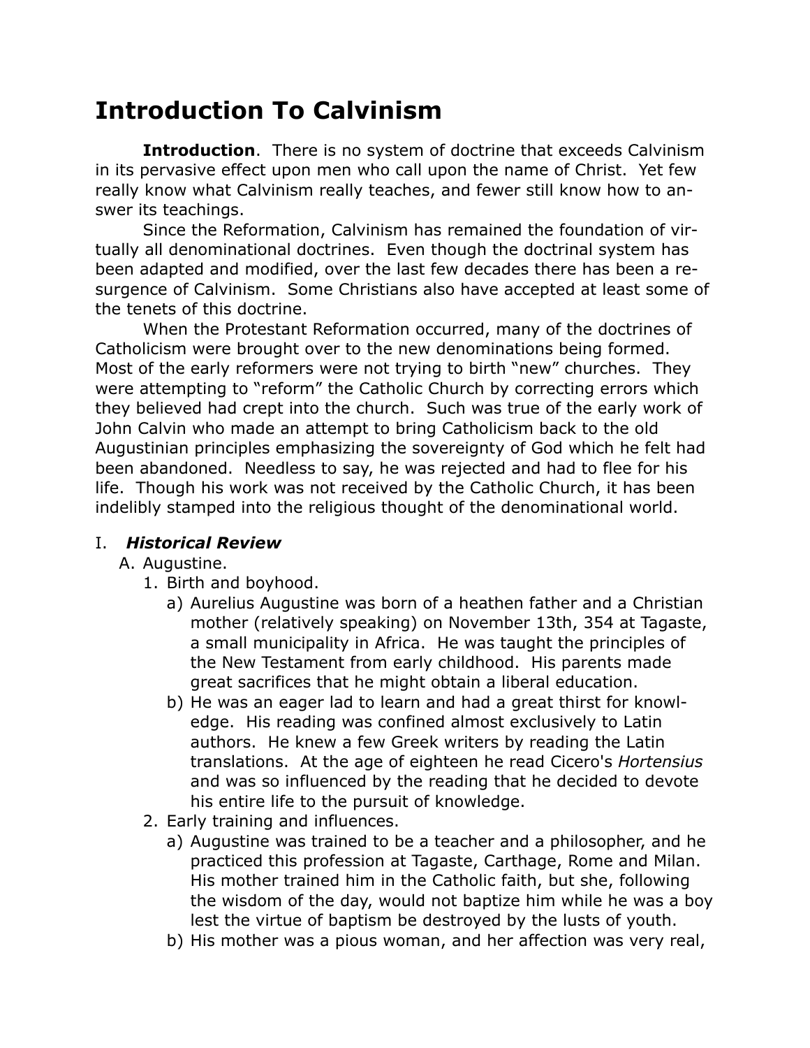# Introduction To Calvinism

**Introduction**. There is no system of doctrine that exceeds Calvinism in its pervasive effect upon men who call upon the name of Christ. Yet few really know what Calvinism really teaches, and fewer still know how to answer its teachings.

Since the Reformation, Calvinism has remained the foundation of virtually all denominational doctrines. Even though the doctrinal system has been adapted and modified, over the last few decades there has been a resurgence of Calvinism. Some Christians also have accepted at least some of the tenets of this doctrine.

When the Protestant Reformation occurred, many of the doctrines of Catholicism were brought over to the new denominations being formed. Most of the early reformers were not trying to birth "new" churches. They were attempting to "reform" the Catholic Church by correcting errors which they believed had crept into the church. Such was true of the early work of John Calvin who made an attempt to bring Catholicism back to the old Augustinian principles emphasizing the sovereignty of God which he felt had been abandoned. Needless to say, he was rejected and had to flee for his life. Though his work was not received by the Catholic Church, it has been indelibly stamped into the religious thought of the denominational world.

I. ***Historical Review***
  A. Augustine.
    1. Birth and boyhood.
      a) Aurelius Augustine was born of a heathen father and a Christian mother (relatively speaking) on November 13th, 354 at Tagaste, a small municipality in Africa. He was taught the principles of the New Testament from early childhood. His parents made great sacrifices that he might obtain a liberal education.
      b) He was an eager lad to learn and had a great thirst for knowledge. His reading was confined almost exclusively to Latin authors. He knew a few Greek writers by reading the Latin translations. At the age of eighteen he read Cicero's *Hortensius* and was so influenced by the reading that he decided to devote his entire life to the pursuit of knowledge.
    2. Early training and influences.
      a) Augustine was trained to be a teacher and a philosopher, and he practiced this profession at Tagaste, Carthage, Rome and Milan. His mother trained him in the Catholic faith, but she, following the wisdom of the day, would not baptize him while he was a boy lest the virtue of baptism be destroyed by the lusts of youth.
      b) His mother was a pious woman, and her affection was very real,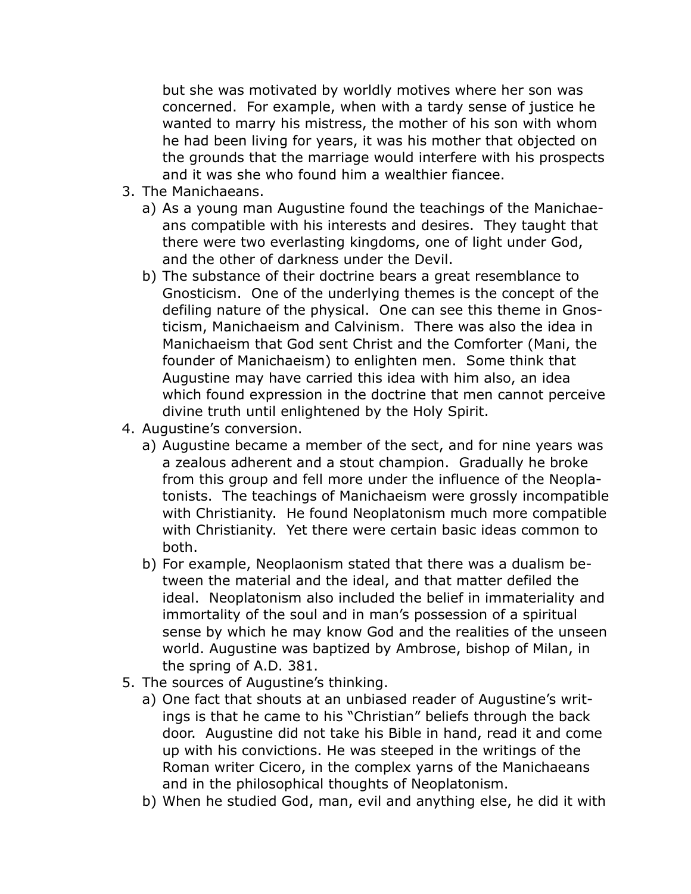but she was motivated by worldly motives where her son was concerned. For example, when with a tardy sense of justice he wanted to marry his mistress, the mother of his son with whom he had been living for years, it was his mother that objected on the grounds that the marriage would interfere with his prospects and it was she who found him a wealthier fiancee.

3. The Manichaeans.
   a) As a young man Augustine found the teachings of the Manichaeans compatible with his interests and desires. They taught that there were two everlasting kingdoms, one of light under God, and the other of darkness under the Devil.
   b) The substance of their doctrine bears a great resemblance to Gnosticism. One of the underlying themes is the concept of the defiling nature of the physical. One can see this theme in Gnosticism, Manichaeism and Calvinism. There was also the idea in Manichaeism that God sent Christ and the Comforter (Mani, the founder of Manichaeism) to enlighten men. Some think that Augustine may have carried this idea with him also, an idea which found expression in the doctrine that men cannot perceive divine truth until enlightened by the Holy Spirit.
4. Augustine's conversion.
   a) Augustine became a member of the sect, and for nine years was a zealous adherent and a stout champion. Gradually he broke from this group and fell more under the influence of the Neoplatonists. The teachings of Manichaeism were grossly incompatible with Christianity. He found Neoplatonism much more compatible with Christianity. Yet there were certain basic ideas common to both.
   b) For example, Neoplaonism stated that there was a dualism between the material and the ideal, and that matter defiled the ideal. Neoplatonism also included the belief in immateriality and immortality of the soul and in man's possession of a spiritual sense by which he may know God and the realities of the unseen world. Augustine was baptized by Ambrose, bishop of Milan, in the spring of A.D. 381.
5. The sources of Augustine's thinking.
   a) One fact that shouts at an unbiased reader of Augustine's writings is that he came to his "Christian" beliefs through the back door. Augustine did not take his Bible in hand, read it and come up with his convictions. He was steeped in the writings of the Roman writer Cicero, in the complex yarns of the Manichaeans and in the philosophical thoughts of Neoplatonism.
   b) When he studied God, man, evil and anything else, he did it with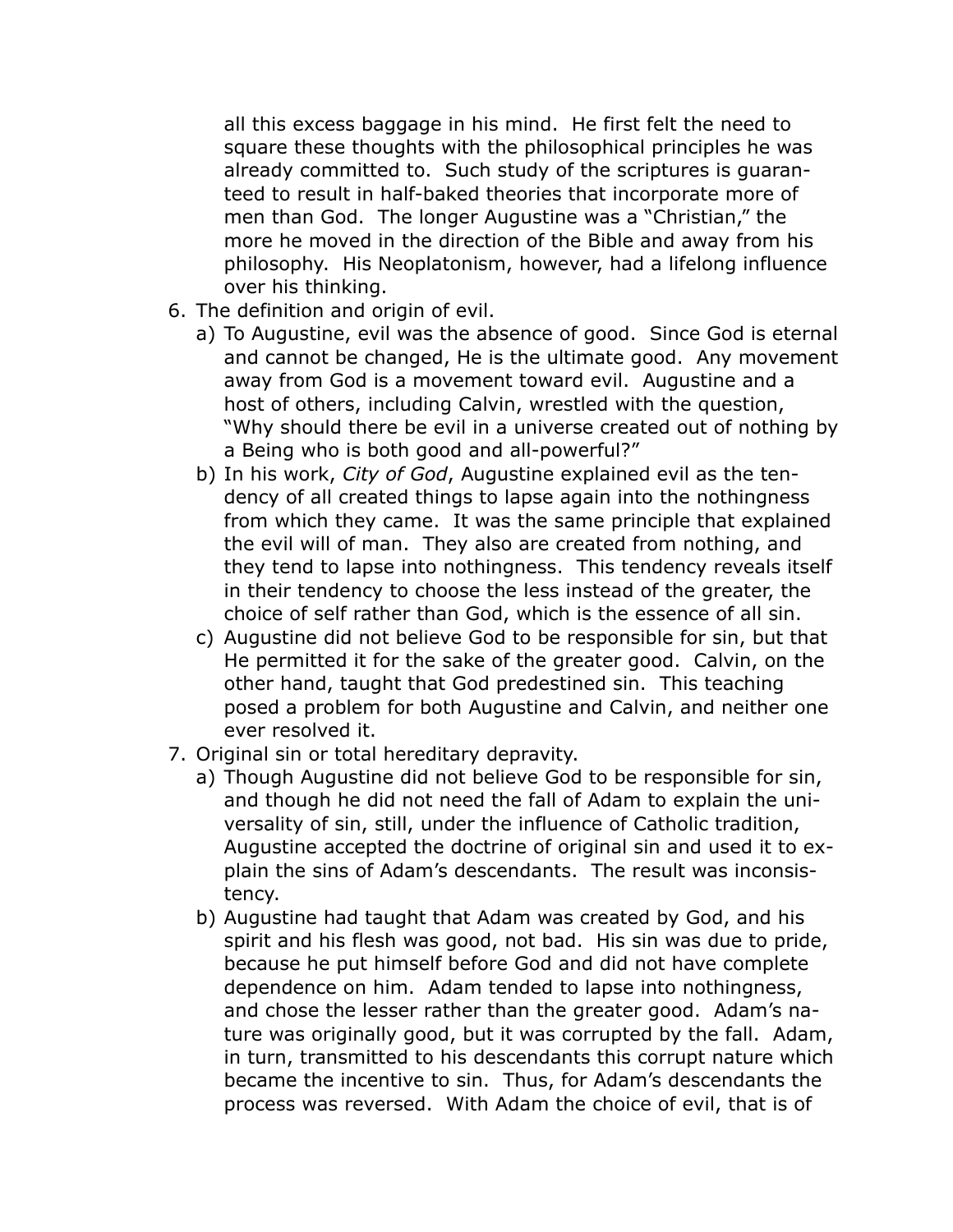all this excess baggage in his mind. He first felt the need to square these thoughts with the philosophical principles he was already committed to. Such study of the scriptures is guaranteed to result in half-baked theories that incorporate more of men than God. The longer Augustine was a "Christian," the more he moved in the direction of the Bible and away from his philosophy. His Neoplatonism, however, had a lifelong influence over his thinking.

6. The definition and origin of evil.
   a) To Augustine, evil was the absence of good. Since God is eternal and cannot be changed, He is the ultimate good. Any movement away from God is a movement toward evil. Augustine and a host of others, including Calvin, wrestled with the question, "Why should there be evil in a universe created out of nothing by a Being who is both good and all-powerful?"
   b) In his work, *City of God*, Augustine explained evil as the tendency of all created things to lapse again into the nothingness from which they came. It was the same principle that explained the evil will of man. They also are created from nothing, and they tend to lapse into nothingness. This tendency reveals itself in their tendency to choose the less instead of the greater, the choice of self rather than God, which is the essence of all sin.
   c) Augustine did not believe God to be responsible for sin, but that He permitted it for the sake of the greater good. Calvin, on the other hand, taught that God predestined sin. This teaching posed a problem for both Augustine and Calvin, and neither one ever resolved it.
7. Original sin or total hereditary depravity.
   a) Though Augustine did not believe God to be responsible for sin, and though he did not need the fall of Adam to explain the universality of sin, still, under the influence of Catholic tradition, Augustine accepted the doctrine of original sin and used it to explain the sins of Adam's descendants. The result was inconsistency.
   b) Augustine had taught that Adam was created by God, and his spirit and his flesh was good, not bad. His sin was due to pride, because he put himself before God and did not have complete dependence on him. Adam tended to lapse into nothingness, and chose the lesser rather than the greater good. Adam's nature was originally good, but it was corrupted by the fall. Adam, in turn, transmitted to his descendants this corrupt nature which became the incentive to sin. Thus, for Adam's descendants the process was reversed. With Adam the choice of evil, that is of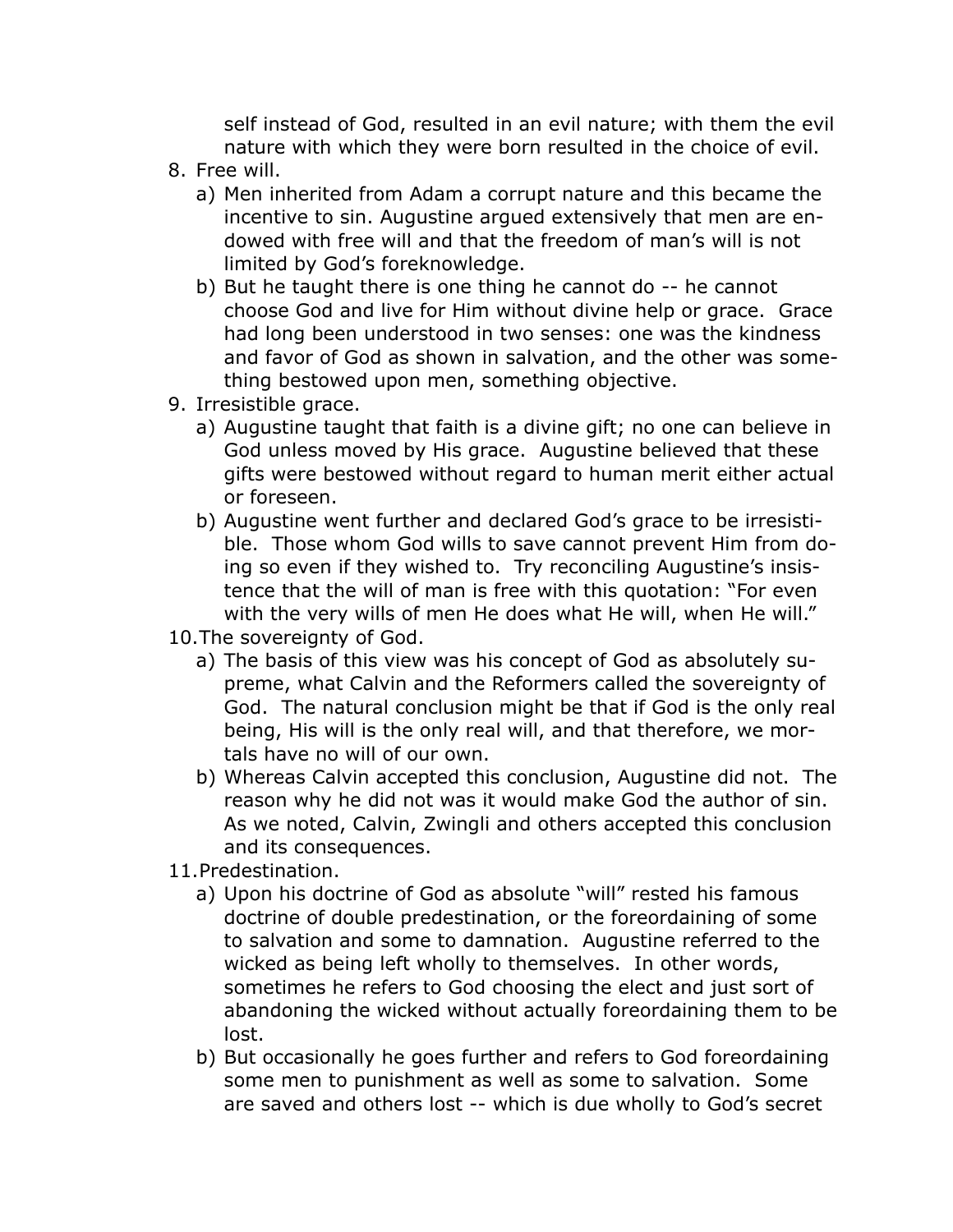self instead of God, resulted in an evil nature; with them the evil nature with which they were born resulted in the choice of evil.

8. Free will.
   a) Men inherited from Adam a corrupt nature and this became the incentive to sin. Augustine argued extensively that men are endowed with free will and that the freedom of man's will is not limited by God's foreknowledge.
   b) But he taught there is one thing he cannot do -- he cannot choose God and live for Him without divine help or grace. Grace had long been understood in two senses: one was the kindness and favor of God as shown in salvation, and the other was something bestowed upon men, something objective.
9. Irresistible grace.
   a) Augustine taught that faith is a divine gift; no one can believe in God unless moved by His grace. Augustine believed that these gifts were bestowed without regard to human merit either actual or foreseen.
   b) Augustine went further and declared God's grace to be irresistible. Those whom God wills to save cannot prevent Him from doing so even if they wished to. Try reconciling Augustine's insistence that the will of man is free with this quotation: "For even with the very wills of men He does what He will, when He will."
10. The sovereignty of God.
    a) The basis of this view was his concept of God as absolutely supreme, what Calvin and the Reformers called the sovereignty of God. The natural conclusion might be that if God is the only real being, His will is the only real will, and that therefore, we mortals have no will of our own.
    b) Whereas Calvin accepted this conclusion, Augustine did not. The reason why he did not was it would make God the author of sin. As we noted, Calvin, Zwingli and others accepted this conclusion and its consequences.
11. Predestination.
    a) Upon his doctrine of God as absolute "will" rested his famous doctrine of double predestination, or the foreordaining of some to salvation and some to damnation. Augustine referred to the wicked as being left wholly to themselves. In other words, sometimes he refers to God choosing the elect and just sort of abandoning the wicked without actually foreordaining them to be lost.
    b) But occasionally he goes further and refers to God foreordaining some men to punishment as well as some to salvation. Some are saved and others lost -- which is due wholly to God's secret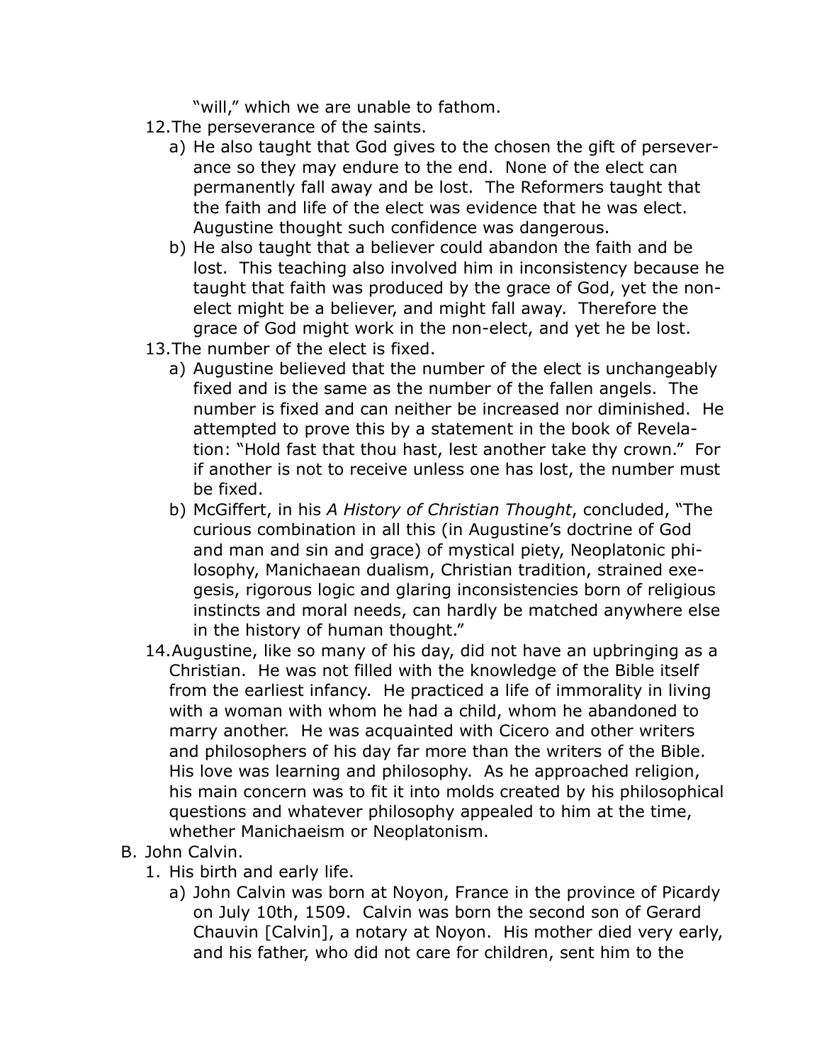"will," which we are unable to fathom.

12. The perseverance of the saints.
    a) He also taught that God gives to the chosen the gift of perseverance so they may endure to the end. None of the elect can permanently fall away and be lost. The Reformers taught that the faith and life of the elect was evidence that he was elect. Augustine thought such confidence was dangerous.
    b) He also taught that a believer could abandon the faith and be lost. This teaching also involved him in inconsistency because he taught that faith was produced by the grace of God, yet the non-elect might be a believer, and might fall away. Therefore the grace of God might work in the non-elect, and yet he be lost.
13. The number of the elect is fixed.
    a) Augustine believed that the number of the elect is unchangeably fixed and is the same as the number of the fallen angels. The number is fixed and can neither be increased nor diminished. He attempted to prove this by a statement in the book of Revelation: "Hold fast that thou hast, lest another take thy crown." For if another is not to receive unless one has lost, the number must be fixed.
    b) McGiffert, in his *A History of Christian Thought*, concluded, "The curious combination in all this (in Augustine's doctrine of God and man and sin and grace) of mystical piety, Neoplatonic philosophy, Manichaean dualism, Christian tradition, strained exegesis, rigorous logic and glaring inconsistencies born of religious instincts and moral needs, can hardly be matched anywhere else in the history of human thought."
14. Augustine, like so many of his day, did not have an upbringing as a Christian. He was not filled with the knowledge of the Bible itself from the earliest infancy. He practiced a life of immorality in living with a woman with whom he had a child, whom he abandoned to marry another. He was acquainted with Cicero and other writers and philosophers of his day far more than the writers of the Bible. His love was learning and philosophy. As he approached religion, his main concern was to fit it into molds created by his philosophical questions and whatever philosophy appealed to him at the time, whether Manichaeism or Neoplatonism.

B. John Calvin.

1. His birth and early life.
    a) John Calvin was born at Noyon, France in the province of Picardy on July 10th, 1509. Calvin was born the second son of Gerard Chauvin [Calvin], a notary at Noyon. His mother died very early, and his father, who did not care for children, sent him to the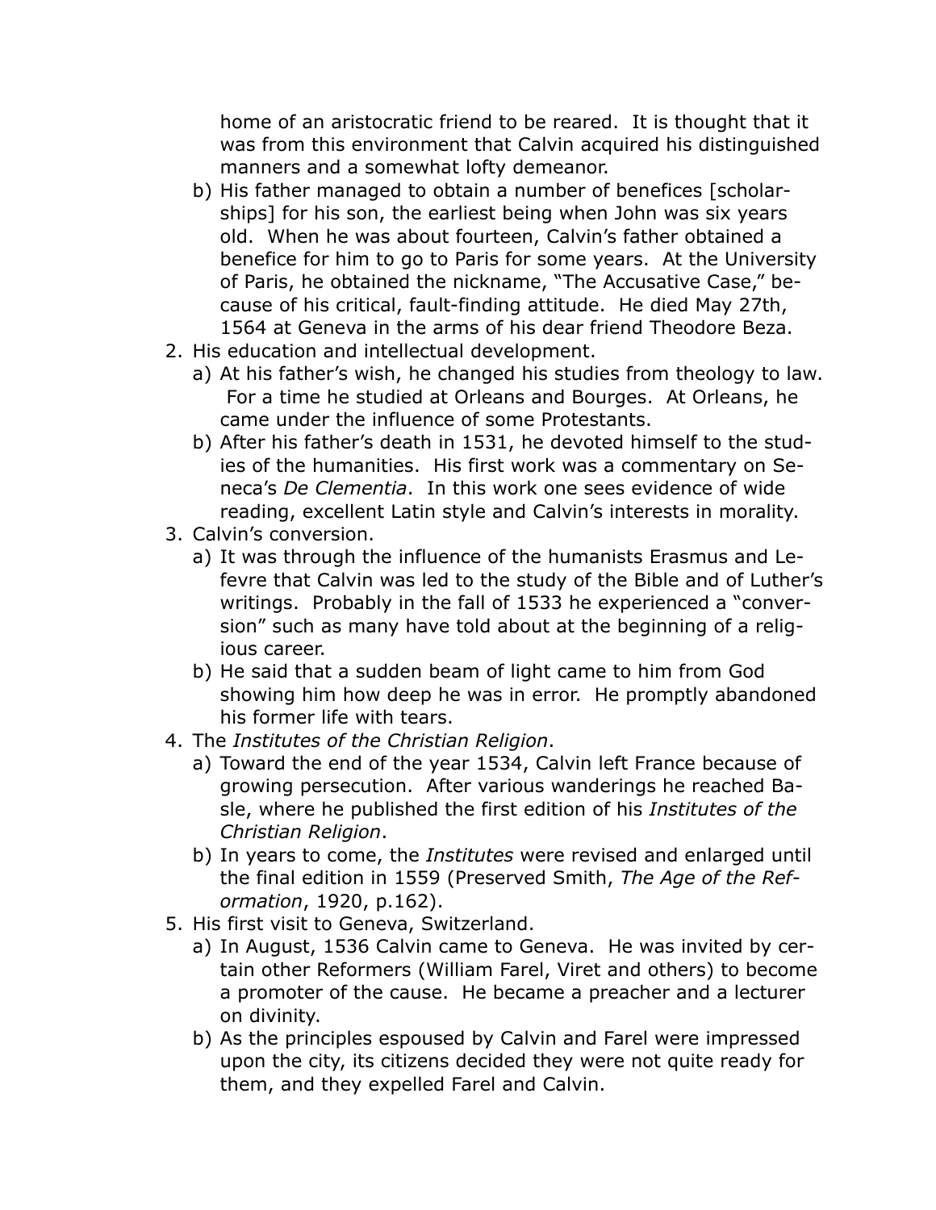home of an aristocratic friend to be reared. It is thought that it was from this environment that Calvin acquired his distinguished manners and a somewhat lofty demeanor.

   b) His father managed to obtain a number of benefices [scholarships] for his son, the earliest being when John was six years old. When he was about fourteen, Calvin's father obtained a benefice for him to go to Paris for some years. At the University of Paris, he obtained the nickname, "The Accusative Case," because of his critical, fault-finding attitude. He died May 27th, 1564 at Geneva in the arms of his dear friend Theodore Beza.

2. His education and intellectual development.
   a) At his father's wish, he changed his studies from theology to law. For a time he studied at Orleans and Bourges. At Orleans, he came under the influence of some Protestants.
   b) After his father's death in 1531, he devoted himself to the studies of the humanities. His first work was a commentary on Seneca's *De Clementia*. In this work one sees evidence of wide reading, excellent Latin style and Calvin's interests in morality.
3. Calvin's conversion.
   a) It was through the influence of the humanists Erasmus and Lefevre that Calvin was led to the study of the Bible and of Luther's writings. Probably in the fall of 1533 he experienced a "conversion" such as many have told about at the beginning of a religious career.
   b) He said that a sudden beam of light came to him from God showing him how deep he was in error. He promptly abandoned his former life with tears.
4. The *Institutes of the Christian Religion*.
   a) Toward the end of the year 1534, Calvin left France because of growing persecution. After various wanderings he reached Basle, where he published the first edition of his *Institutes of the Christian Religion*.
   b) In years to come, the *Institutes* were revised and enlarged until the final edition in 1559 (Preserved Smith, *The Age of the Reformation*, 1920, p.162).
5. His first visit to Geneva, Switzerland.
   a) In August, 1536 Calvin came to Geneva. He was invited by certain other Reformers (William Farel, Viret and others) to become a promoter of the cause. He became a preacher and a lecturer on divinity.
   b) As the principles espoused by Calvin and Farel were impressed upon the city, its citizens decided they were not quite ready for them, and they expelled Farel and Calvin.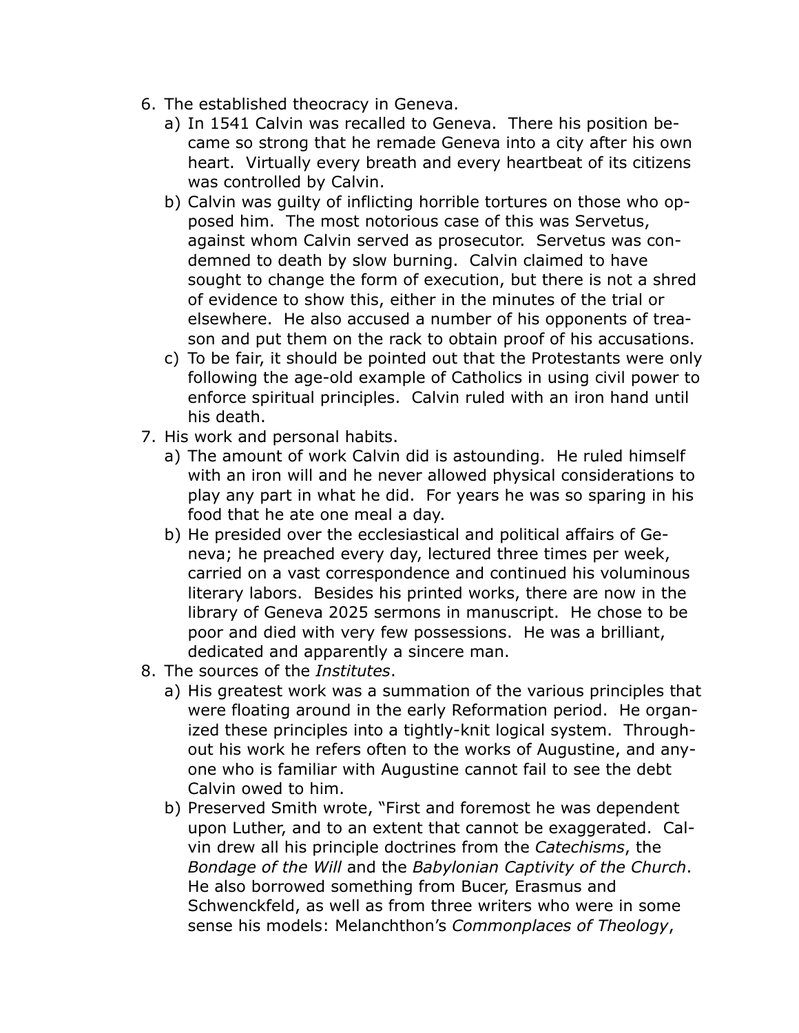6. The established theocracy in Geneva.
   a) In 1541 Calvin was recalled to Geneva. There his position became so strong that he remade Geneva into a city after his own heart. Virtually every breath and every heartbeat of its citizens was controlled by Calvin.
   b) Calvin was guilty of inflicting horrible tortures on those who opposed him. The most notorious case of this was Servetus, against whom Calvin served as prosecutor. Servetus was condemned to death by slow burning. Calvin claimed to have sought to change the form of execution, but there is not a shred of evidence to show this, either in the minutes of the trial or elsewhere. He also accused a number of his opponents of treason and put them on the rack to obtain proof of his accusations.
   c) To be fair, it should be pointed out that the Protestants were only following the age-old example of Catholics in using civil power to enforce spiritual principles. Calvin ruled with an iron hand until his death.
7. His work and personal habits.
   a) The amount of work Calvin did is astounding. He ruled himself with an iron will and he never allowed physical considerations to play any part in what he did. For years he was so sparing in his food that he ate one meal a day.
   b) He presided over the ecclesiastical and political affairs of Geneva; he preached every day, lectured three times per week, carried on a vast correspondence and continued his voluminous literary labors. Besides his printed works, there are now in the library of Geneva 2025 sermons in manuscript. He chose to be poor and died with very few possessions. He was a brilliant, dedicated and apparently a sincere man.
8. The sources of the *Institutes*.
   a) His greatest work was a summation of the various principles that were floating around in the early Reformation period. He organized these principles into a tightly-knit logical system. Throughout his work he refers often to the works of Augustine, and anyone who is familiar with Augustine cannot fail to see the debt Calvin owed to him.
   b) Preserved Smith wrote, "First and foremost he was dependent upon Luther, and to an extent that cannot be exaggerated. Calvin drew all his principle doctrines from the *Catechisms*, the *Bondage of the Will* and the *Babylonian Captivity of the Church*. He also borrowed something from Bucer, Erasmus and Schwenckfeld, as well as from three writers who were in some sense his models: Melanchthon's *Commonplaces of Theology*,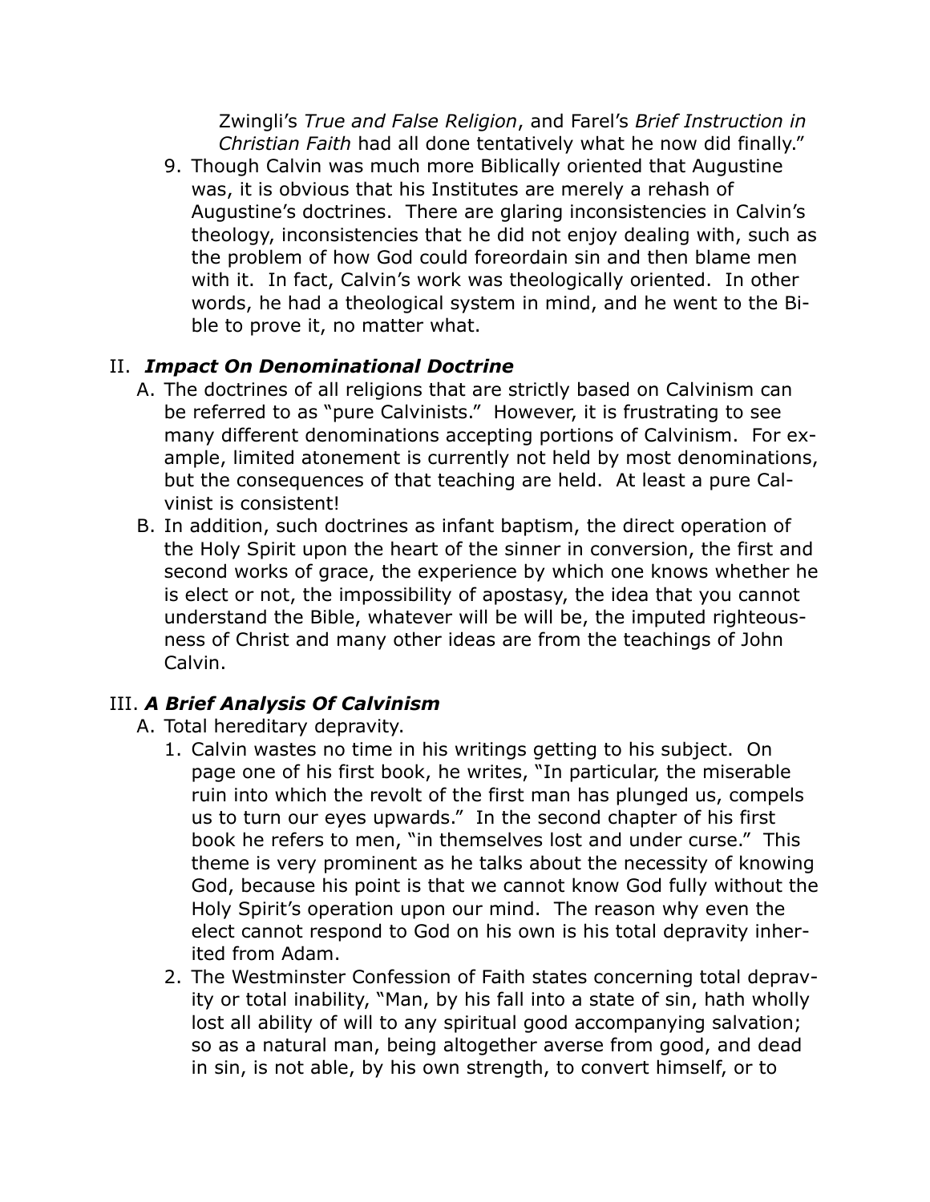Zwingli's *True and False Religion*, and Farel's *Brief Instruction in Christian Faith* had all done tentatively what he now did finally."

9. Though Calvin was much more Biblically oriented that Augustine was, it is obvious that his Institutes are merely a rehash of Augustine's doctrines. There are glaring inconsistencies in Calvin's theology, inconsistencies that he did not enjoy dealing with, such as the problem of how God could foreordain sin and then blame men with it. In fact, Calvin's work was theologically oriented. In other words, he had a theological system in mind, and he went to the Bible to prove it, no matter what.

## II. *Impact On Denominational Doctrine*

A. The doctrines of all religions that are strictly based on Calvinism can be referred to as "pure Calvinists." However, it is frustrating to see many different denominations accepting portions of Calvinism. For example, limited atonement is currently not held by most denominations, but the consequences of that teaching are held. At least a pure Calvinist is consistent!

B. In addition, such doctrines as infant baptism, the direct operation of the Holy Spirit upon the heart of the sinner in conversion, the first and second works of grace, the experience by which one knows whether he is elect or not, the impossibility of apostasy, the idea that you cannot understand the Bible, whatever will be will be, the imputed righteousness of Christ and many other ideas are from the teachings of John Calvin.

## III. *A Brief Analysis Of Calvinism*

A. Total hereditary depravity.

1. Calvin wastes no time in his writings getting to his subject. On page one of his first book, he writes, "In particular, the miserable ruin into which the revolt of the first man has plunged us, compels us to turn our eyes upwards." In the second chapter of his first book he refers to men, "in themselves lost and under curse." This theme is very prominent as he talks about the necessity of knowing God, because his point is that we cannot know God fully without the Holy Spirit's operation upon our mind. The reason why even the elect cannot respond to God on his own is his total depravity inherited from Adam.
2. The Westminster Confession of Faith states concerning total depravity or total inability, "Man, by his fall into a state of sin, hath wholly lost all ability of will to any spiritual good accompanying salvation; so as a natural man, being altogether averse from good, and dead in sin, is not able, by his own strength, to convert himself, or to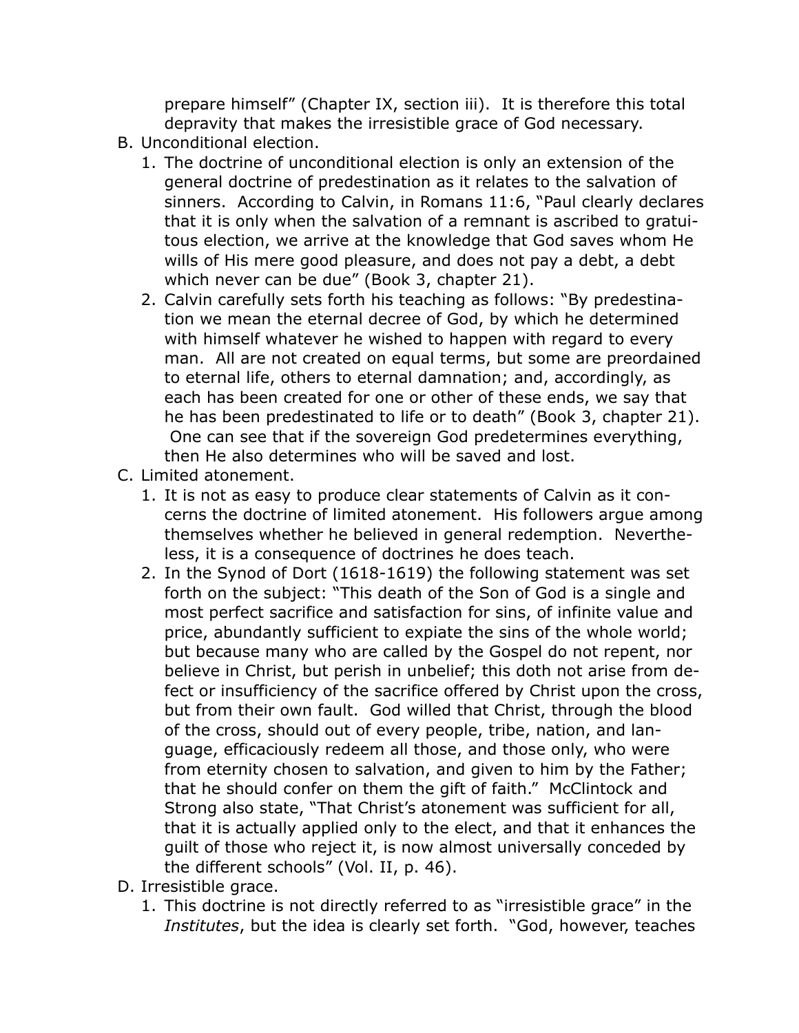prepare himself" (Chapter IX, section iii). It is therefore this total depravity that makes the irresistible grace of God necessary.

B. Unconditional election.
   1. The doctrine of unconditional election is only an extension of the general doctrine of predestination as it relates to the salvation of sinners. According to Calvin, in Romans 11:6, "Paul clearly declares that it is only when the salvation of a remnant is ascribed to gratuitous election, we arrive at the knowledge that God saves whom He wills of His mere good pleasure, and does not pay a debt, a debt which never can be due" (Book 3, chapter 21).
   2. Calvin carefully sets forth his teaching as follows: "By predestination we mean the eternal decree of God, by which he determined with himself whatever he wished to happen with regard to every man. All are not created on equal terms, but some are preordained to eternal life, others to eternal damnation; and, accordingly, as each has been created for one or other of these ends, we say that he has been predestinated to life or to death" (Book 3, chapter 21). One can see that if the sovereign God predetermines everything, then He also determines who will be saved and lost.

C. Limited atonement.
   1. It is not as easy to produce clear statements of Calvin as it concerns the doctrine of limited atonement. His followers argue among themselves whether he believed in general redemption. Nevertheless, it is a consequence of doctrines he does teach.
   2. In the Synod of Dort (1618-1619) the following statement was set forth on the subject: "This death of the Son of God is a single and most perfect sacrifice and satisfaction for sins, of infinite value and price, abundantly sufficient to expiate the sins of the whole world; but because many who are called by the Gospel do not repent, nor believe in Christ, but perish in unbelief; this doth not arise from defect or insufficiency of the sacrifice offered by Christ upon the cross, but from their own fault. God willed that Christ, through the blood of the cross, should out of every people, tribe, nation, and language, efficaciously redeem all those, and those only, who were from eternity chosen to salvation, and given to him by the Father; that he should confer on them the gift of faith." McClintock and Strong also state, "That Christ's atonement was sufficient for all, that it is actually applied only to the elect, and that it enhances the guilt of those who reject it, is now almost universally conceded by the different schools" (Vol. II, p. 46).

D. Irresistible grace.
   1. This doctrine is not directly referred to as "irresistible grace" in the *Institutes*, but the idea is clearly set forth. "God, however, teaches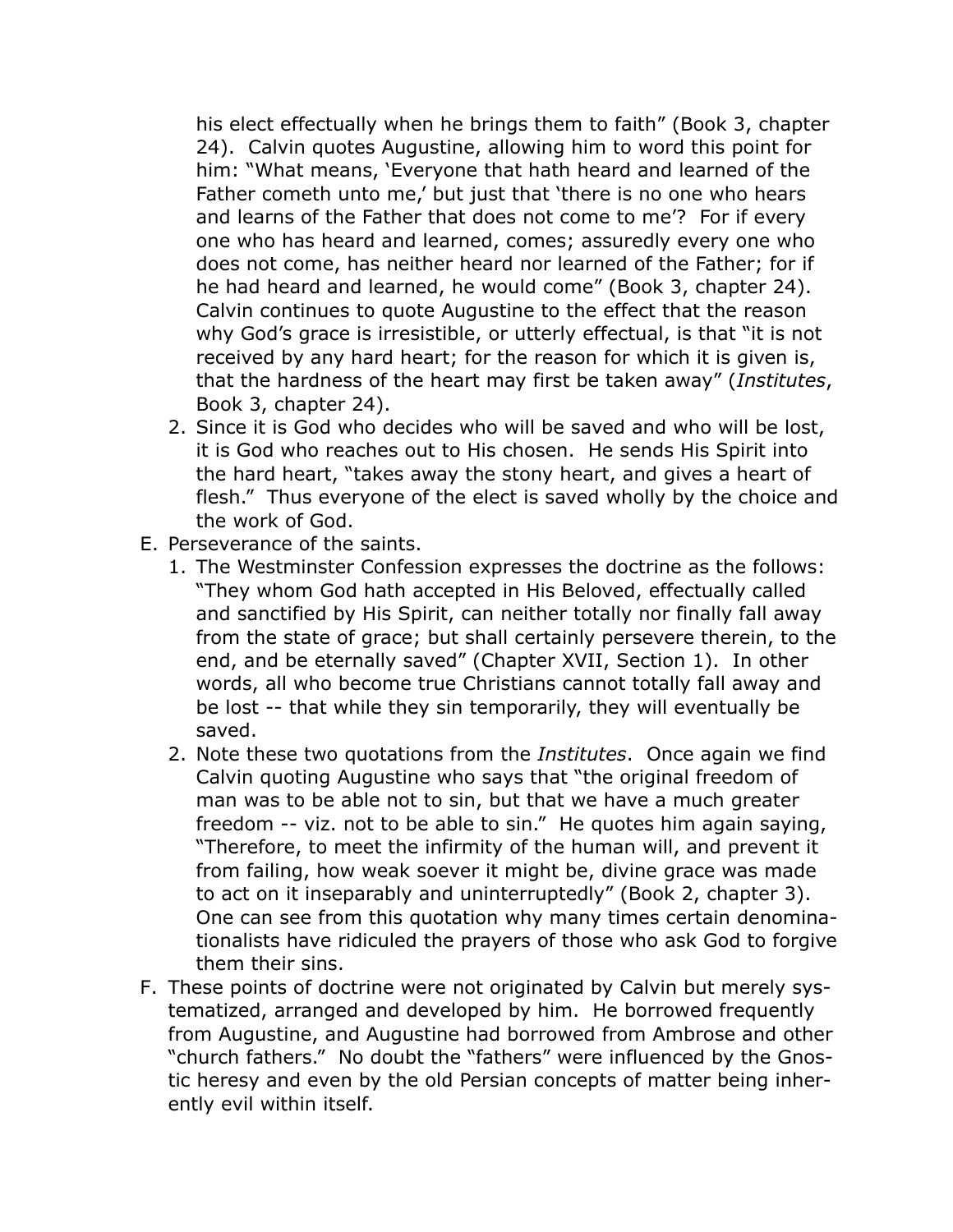his elect effectually when he brings them to faith" (Book 3, chapter 24). Calvin quotes Augustine, allowing him to word this point for him: "What means, 'Everyone that hath heard and learned of the Father cometh unto me,' but just that 'there is no one who hears and learns of the Father that does not come to me'? For if every one who has heard and learned, comes; assuredly every one who does not come, has neither heard nor learned of the Father; for if he had heard and learned, he would come" (Book 3, chapter 24). Calvin continues to quote Augustine to the effect that the reason why God's grace is irresistible, or utterly effectual, is that "it is not received by any hard heart; for the reason for which it is given is, that the hardness of the heart may first be taken away" (*Institutes*, Book 3, chapter 24).

2. Since it is God who decides who will be saved and who will be lost, it is God who reaches out to His chosen. He sends His Spirit into the hard heart, "takes away the stony heart, and gives a heart of flesh." Thus everyone of the elect is saved wholly by the choice and the work of God.

E. Perseverance of the saints.

1. The Westminster Confession expresses the doctrine as the follows: "They whom God hath accepted in His Beloved, effectually called and sanctified by His Spirit, can neither totally nor finally fall away from the state of grace; but shall certainly persevere therein, to the end, and be eternally saved" (Chapter XVII, Section 1). In other words, all who become true Christians cannot totally fall away and be lost -- that while they sin temporarily, they will eventually be saved.
2. Note these two quotations from the *Institutes*. Once again we find Calvin quoting Augustine who says that "the original freedom of man was to be able not to sin, but that we have a much greater freedom -- viz. not to be able to sin." He quotes him again saying, "Therefore, to meet the infirmity of the human will, and prevent it from failing, how weak soever it might be, divine grace was made to act on it inseparably and uninterruptedly" (Book 2, chapter 3). One can see from this quotation why many times certain denominationalists have ridiculed the prayers of those who ask God to forgive them their sins.

F. These points of doctrine were not originated by Calvin but merely systematized, arranged and developed by him. He borrowed frequently from Augustine, and Augustine had borrowed from Ambrose and other "church fathers." No doubt the "fathers" were influenced by the Gnostic heresy and even by the old Persian concepts of matter being inherently evil within itself.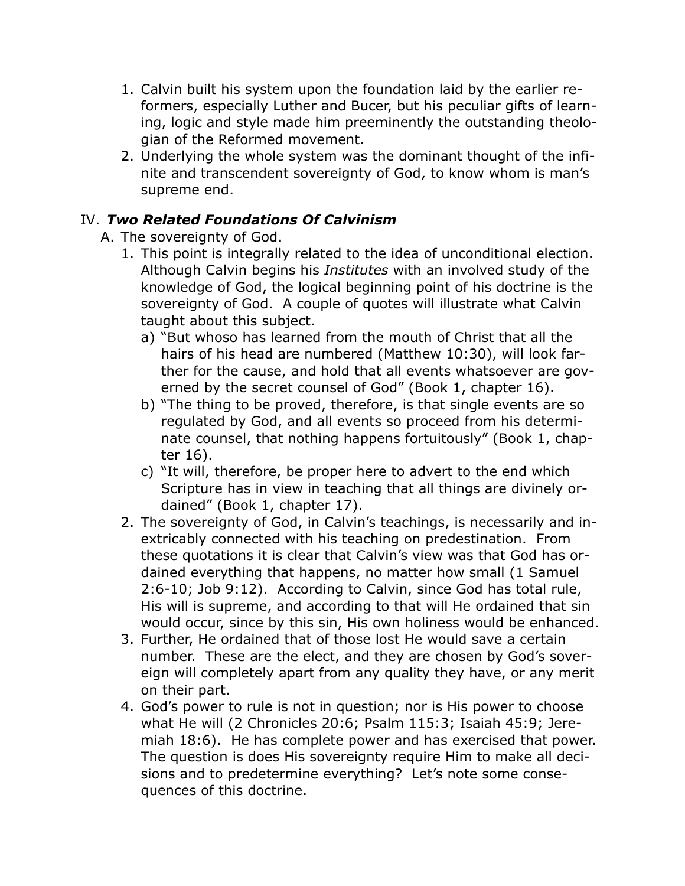1. Calvin built his system upon the foundation laid by the earlier reformers, especially Luther and Bucer, but his peculiar gifts of learning, logic and style made him preeminently the outstanding theologian of the Reformed movement.
2. Underlying the whole system was the dominant thought of the infinite and transcendent sovereignty of God, to know whom is man's supreme end.

## IV. ***Two Related Foundations Of Calvinism***

A. The sovereignty of God.

1. This point is integrally related to the idea of unconditional election. Although Calvin begins his *Institutes* with an involved study of the knowledge of God, the logical beginning point of his doctrine is the sovereignty of God. A couple of quotes will illustrate what Calvin taught about this subject.
   a) "But whoso has learned from the mouth of Christ that all the hairs of his head are numbered (Matthew 10:30), will look farther for the cause, and hold that all events whatsoever are governed by the secret counsel of God" (Book 1, chapter 16).
   b) "The thing to be proved, therefore, is that single events are so regulated by God, and all events so proceed from his determinate counsel, that nothing happens fortuitously" (Book 1, chapter 16).
   c) "It will, therefore, be proper here to advert to the end which Scripture has in view in teaching that all things are divinely ordained" (Book 1, chapter 17).
2. The sovereignty of God, in Calvin's teachings, is necessarily and inextricably connected with his teaching on predestination. From these quotations it is clear that Calvin's view was that God has ordained everything that happens, no matter how small (1 Samuel 2:6-10; Job 9:12). According to Calvin, since God has total rule, His will is supreme, and according to that will He ordained that sin would occur, since by this sin, His own holiness would be enhanced.
3. Further, He ordained that of those lost He would save a certain number. These are the elect, and they are chosen by God's sovereign will completely apart from any quality they have, or any merit on their part.
4. God's power to rule is not in question; nor is His power to choose what He will (2 Chronicles 20:6; Psalm 115:3; Isaiah 45:9; Jeremiah 18:6). He has complete power and has exercised that power. The question is does His sovereignty require Him to make all decisions and to predetermine everything? Let's note some consequences of this doctrine.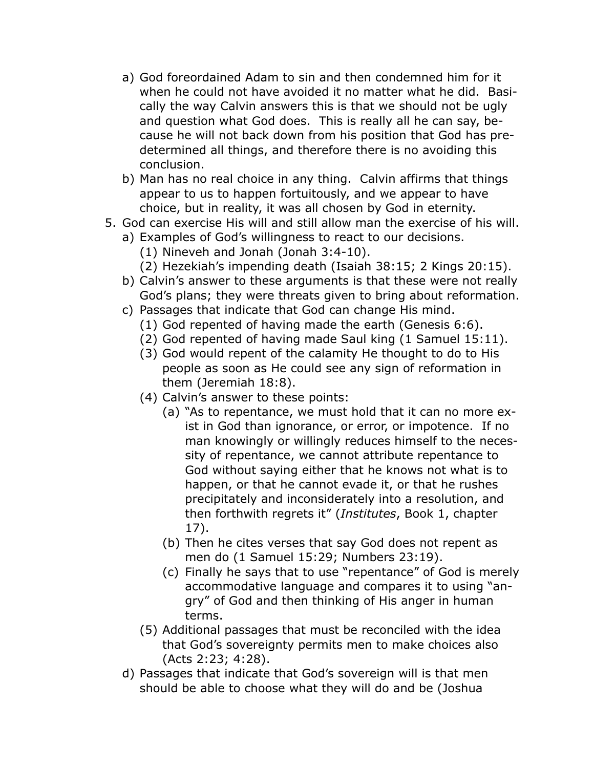a) God foreordained Adam to sin and then condemned him for it when he could not have avoided it no matter what he did. Basically the way Calvin answers this is that we should not be ugly and question what God does. This is really all he can say, because he will not back down from his position that God has predetermined all things, and therefore there is no avoiding this conclusion.

b) Man has no real choice in any thing. Calvin affirms that things appear to us to happen fortuitously, and we appear to have choice, but in reality, it was all chosen by God in eternity.

5. God can exercise His will and still allow man the exercise of his will.

   a) Examples of God's willingness to react to our decisions.
      - (1) Nineveh and Jonah (Jonah 3:4-10).
      - (2) Hezekiah's impending death (Isaiah 38:15; 2 Kings 20:15).

   b) Calvin's answer to these arguments is that these were not really God's plans; they were threats given to bring about reformation.

   c) Passages that indicate that God can change His mind.
      - (1) God repented of having made the earth (Genesis 6:6).
      - (2) God repented of having made Saul king (1 Samuel 15:11).
      - (3) God would repent of the calamity He thought to do to His people as soon as He could see any sign of reformation in them (Jeremiah 18:8).
      - (4) Calvin's answer to these points:
         - (a) "As to repentance, we must hold that it can no more exist in God than ignorance, or error, or impotence. If no man knowingly or willingly reduces himself to the necessity of repentance, we cannot attribute repentance to God without saying either that he knows not what is to happen, or that he cannot evade it, or that he rushes precipitately and inconsiderately into a resolution, and then forthwith regrets it" (*Institutes*, Book 1, chapter 17).
         - (b) Then he cites verses that say God does not repent as men do (1 Samuel 15:29; Numbers 23:19).
         - (c) Finally he says that to use "repentance" of God is merely accommodative language and compares it to using "angry" of God and then thinking of His anger in human terms.
      - (5) Additional passages that must be reconciled with the idea that God's sovereignty permits men to make choices also (Acts 2:23; 4:28).

   d) Passages that indicate that God's sovereign will is that men should be able to choose what they will do and be (Joshua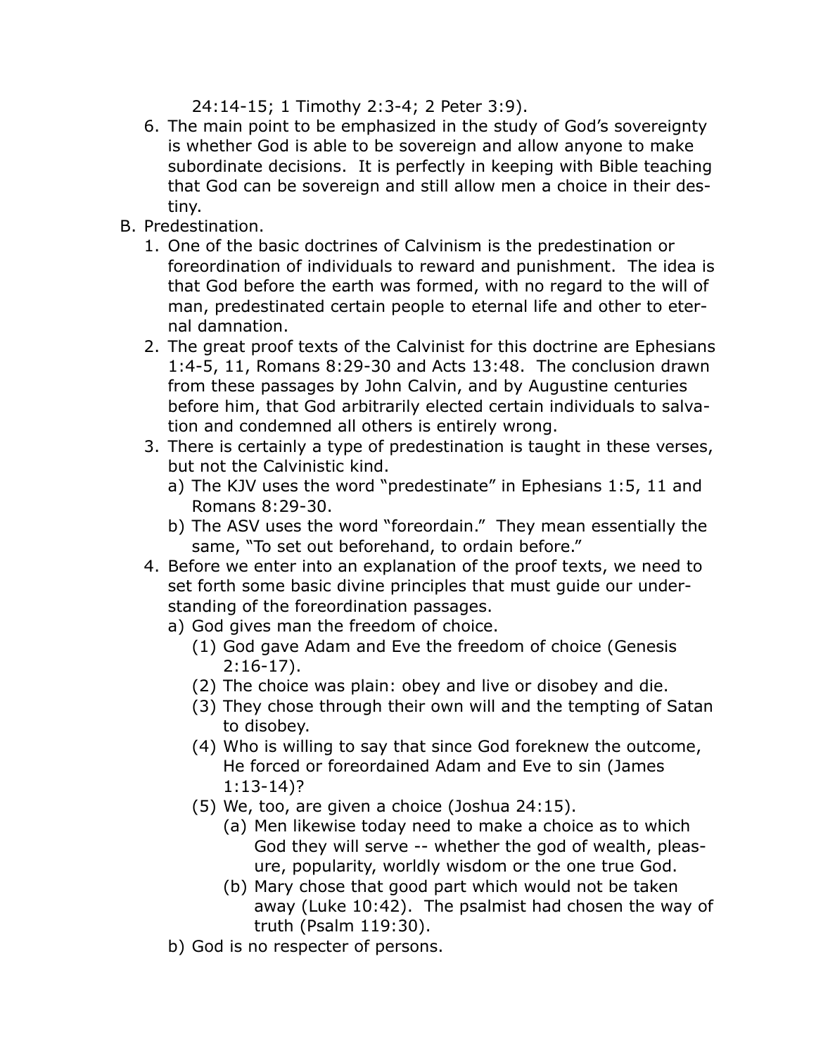24:14-15; 1 Timothy 2:3-4; 2 Peter 3:9).

6. The main point to be emphasized in the study of God's sovereignty is whether God is able to be sovereign and allow anyone to make subordinate decisions. It is perfectly in keeping with Bible teaching that God can be sovereign and still allow men a choice in their destiny.

B. Predestination.

1. One of the basic doctrines of Calvinism is the predestination or foreordination of individuals to reward and punishment. The idea is that God before the earth was formed, with no regard to the will of man, predestinated certain people to eternal life and other to eternal damnation.
2. The great proof texts of the Calvinist for this doctrine are Ephesians 1:4-5, 11, Romans 8:29-30 and Acts 13:48. The conclusion drawn from these passages by John Calvin, and by Augustine centuries before him, that God arbitrarily elected certain individuals to salvation and condemned all others is entirely wrong.
3. There is certainly a type of predestination is taught in these verses, but not the Calvinistic kind.
   - a) The KJV uses the word "predestinate" in Ephesians 1:5, 11 and Romans 8:29-30.
   - b) The ASV uses the word "foreordain." They mean essentially the same, "To set out beforehand, to ordain before."
4. Before we enter into an explanation of the proof texts, we need to set forth some basic divine principles that must guide our understanding of the foreordination passages.
   - a) God gives man the freedom of choice.
     - (1) God gave Adam and Eve the freedom of choice (Genesis 2:16-17).
     - (2) The choice was plain: obey and live or disobey and die.
     - (3) They chose through their own will and the tempting of Satan to disobey.
     - (4) Who is willing to say that since God foreknew the outcome, He forced or foreordained Adam and Eve to sin (James 1:13-14)?
     - (5) We, too, are given a choice (Joshua 24:15).
       - (a) Men likewise today need to make a choice as to which God they will serve -- whether the god of wealth, pleasure, popularity, worldly wisdom or the one true God.
       - (b) Mary chose that good part which would not be taken away (Luke 10:42). The psalmist had chosen the way of truth (Psalm 119:30).
   - b) God is no respecter of persons.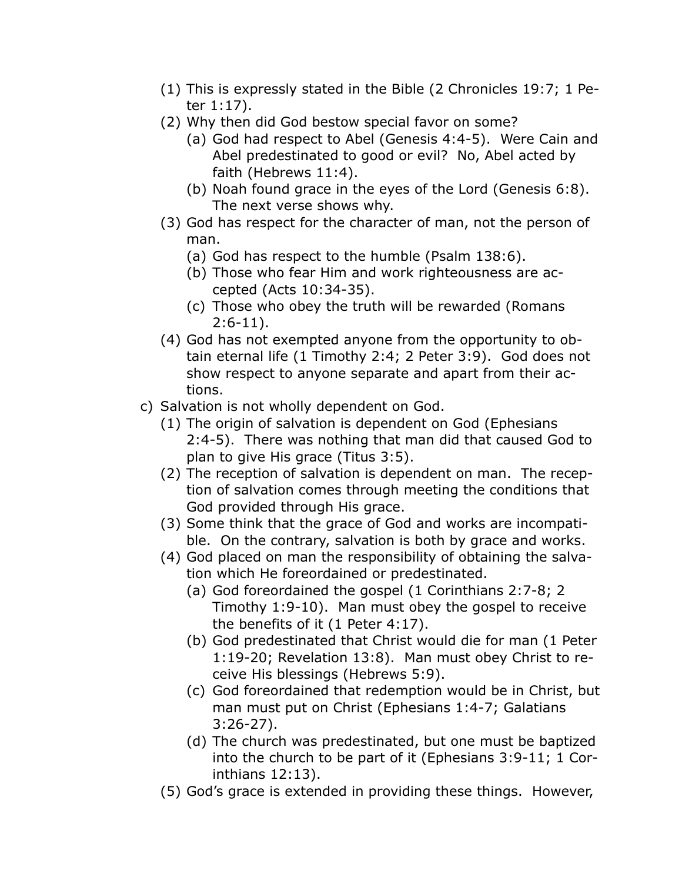(1) This is expressly stated in the Bible (2 Chronicles 19:7; 1 Peter 1:17).
(2) Why then did God bestow special favor on some?
   (a) God had respect to Abel (Genesis 4:4-5). Were Cain and Abel predestinated to good or evil? No, Abel acted by faith (Hebrews 11:4).
   (b) Noah found grace in the eyes of the Lord (Genesis 6:8). The next verse shows why.
(3) God has respect for the character of man, not the person of man.
   (a) God has respect to the humble (Psalm 138:6).
   (b) Those who fear Him and work righteousness are accepted (Acts 10:34-35).
   (c) Those who obey the truth will be rewarded (Romans 2:6-11).
(4) God has not exempted anyone from the opportunity to obtain eternal life (1 Timothy 2:4; 2 Peter 3:9). God does not show respect to anyone separate and apart from their actions.

c) Salvation is not wholly dependent on God.
(1) The origin of salvation is dependent on God (Ephesians 2:4-5). There was nothing that man did that caused God to plan to give His grace (Titus 3:5).
(2) The reception of salvation is dependent on man. The reception of salvation comes through meeting the conditions that God provided through His grace.
(3) Some think that the grace of God and works are incompatible. On the contrary, salvation is both by grace and works.
(4) God placed on man the responsibility of obtaining the salvation which He foreordained or predestinated.
   (a) God foreordained the gospel (1 Corinthians 2:7-8; 2 Timothy 1:9-10). Man must obey the gospel to receive the benefits of it (1 Peter 4:17).
   (b) God predestinated that Christ would die for man (1 Peter 1:19-20; Revelation 13:8). Man must obey Christ to receive His blessings (Hebrews 5:9).
   (c) God foreordained that redemption would be in Christ, but man must put on Christ (Ephesians 1:4-7; Galatians 3:26-27).
   (d) The church was predestinated, but one must be baptized into the church to be part of it (Ephesians 3:9-11; 1 Corinthians 12:13).
(5) God's grace is extended in providing these things. However,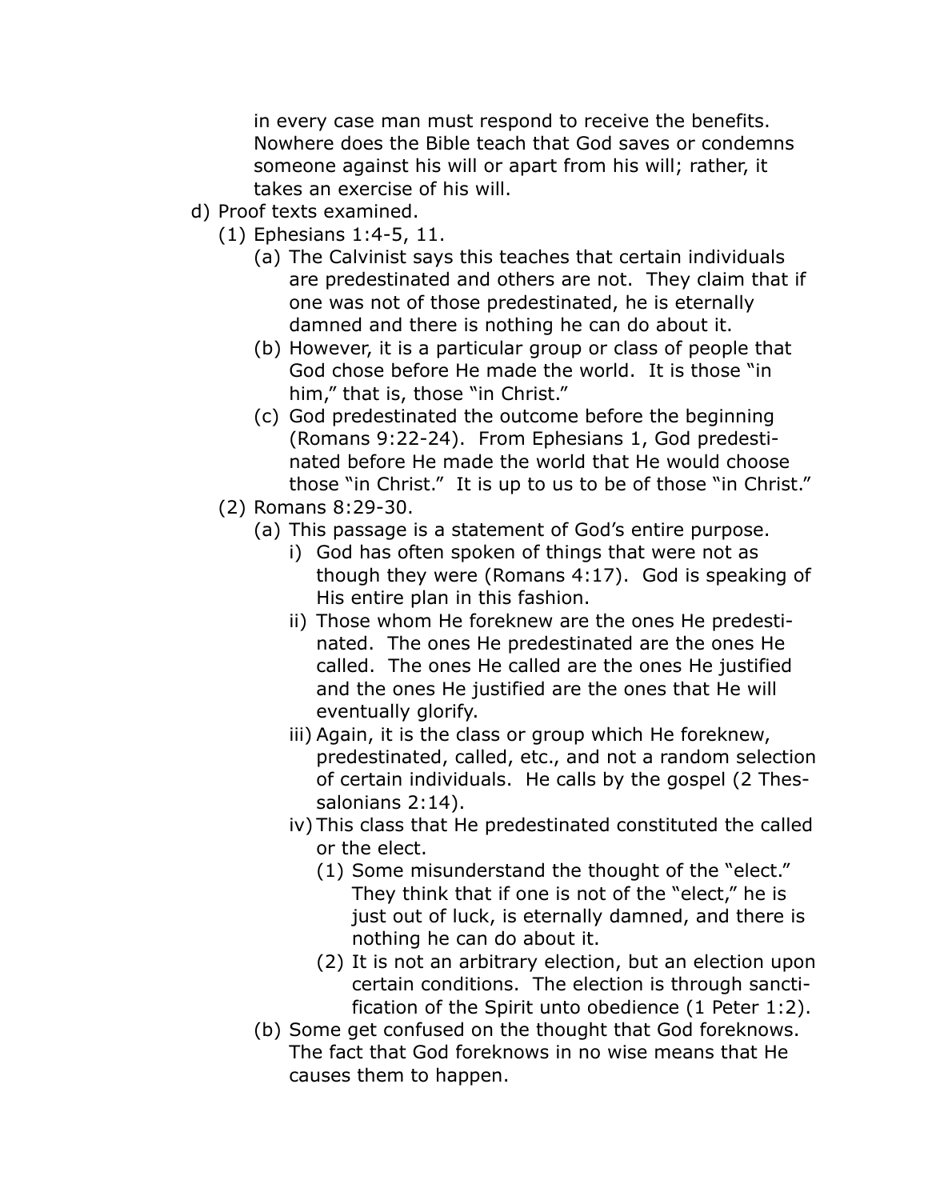in every case man must respond to receive the benefits. Nowhere does the Bible teach that God saves or condemns someone against his will or apart from his will; rather, it takes an exercise of his will.

d) Proof texts examined.
    (1) Ephesians 1:4-5, 11.
        (a) The Calvinist says this teaches that certain individuals are predestinated and others are not. They claim that if one was not of those predestinated, he is eternally damned and there is nothing he can do about it.
        (b) However, it is a particular group or class of people that God chose before He made the world. It is those "in him," that is, those "in Christ."
        (c) God predestinated the outcome before the beginning (Romans 9:22-24). From Ephesians 1, God predestinated before He made the world that He would choose those "in Christ." It is up to us to be of those "in Christ."
    (2) Romans 8:29-30.
        (a) This passage is a statement of God's entire purpose.
            i) God has often spoken of things that were not as though they were (Romans 4:17). God is speaking of His entire plan in this fashion.
            ii) Those whom He foreknew are the ones He predestinated. The ones He predestinated are the ones He called. The ones He called are the ones He justified and the ones He justified are the ones that He will eventually glorify.
            iii) Again, it is the class or group which He foreknew, predestinated, called, etc., and not a random selection of certain individuals. He calls by the gospel (2 Thessalonians 2:14).
            iv) This class that He predestinated constituted the called or the elect.
                (1) Some misunderstand the thought of the "elect." They think that if one is not of the "elect," he is just out of luck, is eternally damned, and there is nothing he can do about it.
                (2) It is not an arbitrary election, but an election upon certain conditions. The election is through sanctification of the Spirit unto obedience (1 Peter 1:2).
        (b) Some get confused on the thought that God foreknows. The fact that God foreknows in no wise means that He causes them to happen.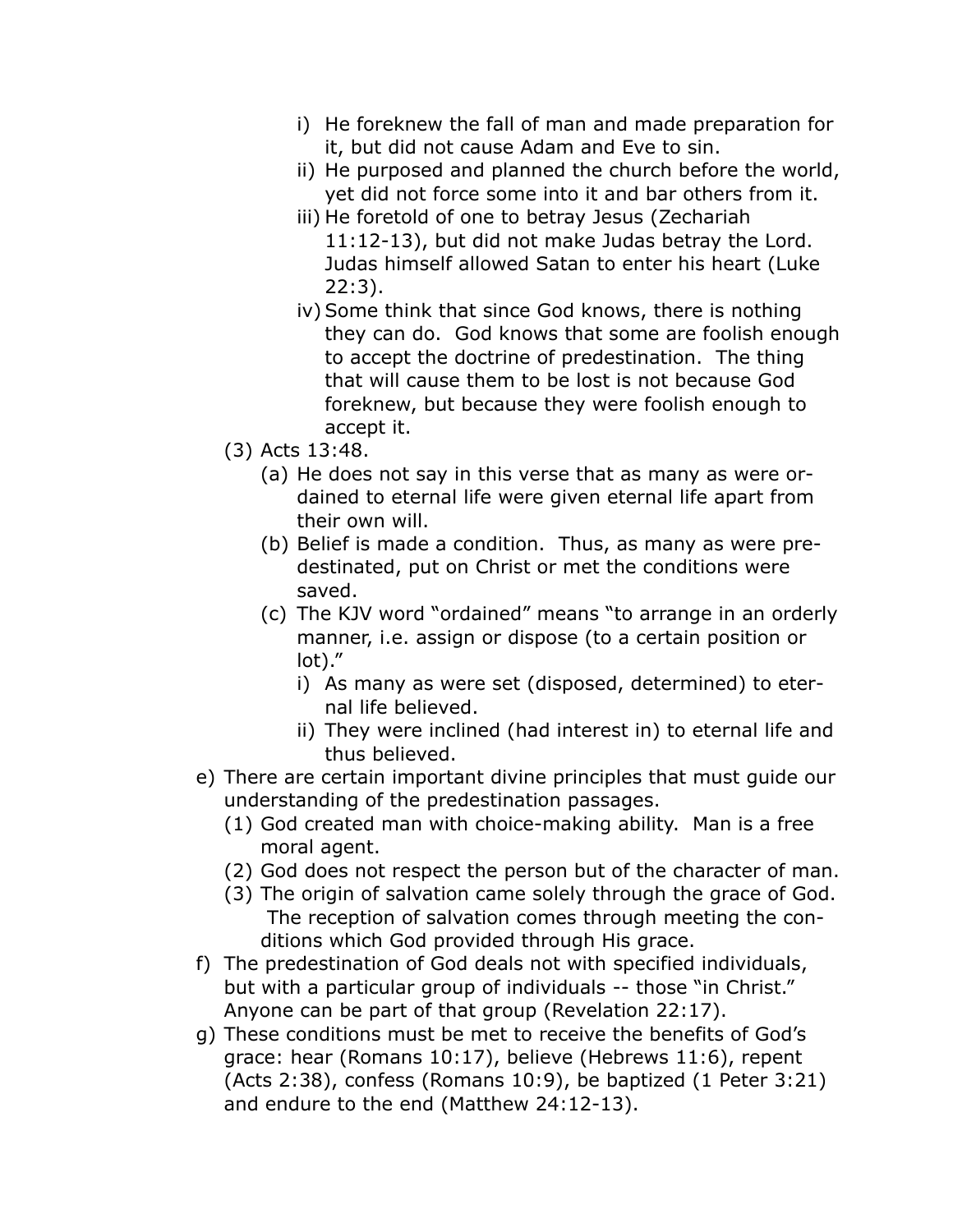- i) He foreknew the fall of man and made preparation for it, but did not cause Adam and Eve to sin.
- ii) He purposed and planned the church before the world, yet did not force some into it and bar others from it.
- iii) He foretold of one to betray Jesus (Zechariah 11:12-13), but did not make Judas betray the Lord. Judas himself allowed Satan to enter his heart (Luke 22:3).
- iv) Some think that since God knows, there is nothing they can do. God knows that some are foolish enough to accept the doctrine of predestination. The thing that will cause them to be lost is not because God foreknew, but because they were foolish enough to accept it.

(3) Acts 13:48.

- (a) He does not say in this verse that as many as were ordained to eternal life were given eternal life apart from their own will.
- (b) Belief is made a condition. Thus, as many as were predestinated, put on Christ or met the conditions were saved.
- (c) The KJV word "ordained" means "to arrange in an orderly manner, i.e. assign or dispose (to a certain position or lot)."
  - i) As many as were set (disposed, determined) to eternal life believed.
  - ii) They were inclined (had interest in) to eternal life and thus believed.

e) There are certain important divine principles that must guide our understanding of the predestination passages.

- (1) God created man with choice-making ability. Man is a free moral agent.
- (2) God does not respect the person but of the character of man.
- (3) The origin of salvation came solely through the grace of God. The reception of salvation comes through meeting the conditions which God provided through His grace.

f) The predestination of God deals not with specified individuals, but with a particular group of individuals -- those "in Christ." Anyone can be part of that group (Revelation 22:17).

g) These conditions must be met to receive the benefits of God's grace: hear (Romans 10:17), believe (Hebrews 11:6), repent (Acts 2:38), confess (Romans 10:9), be baptized (1 Peter 3:21) and endure to the end (Matthew 24:12-13).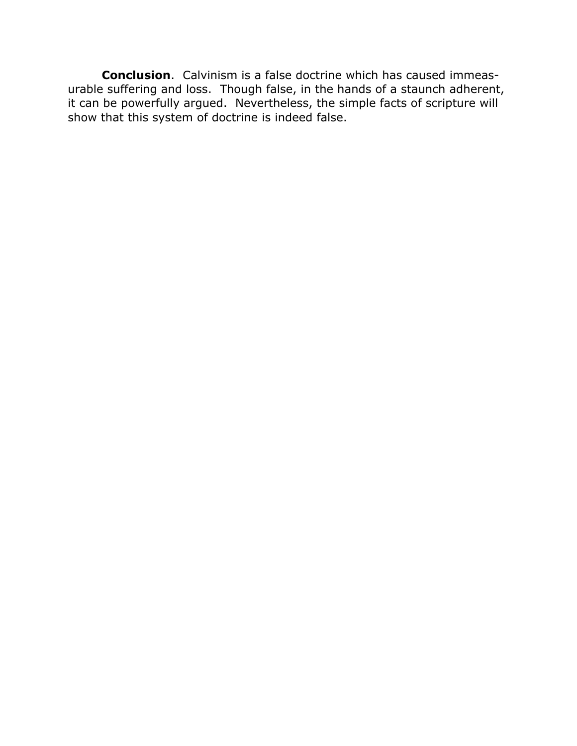**Conclusion**. Calvinism is a false doctrine which has caused immeasurable suffering and loss. Though false, in the hands of a staunch adherent, it can be powerfully argued. Nevertheless, the simple facts of scripture will show that this system of doctrine is indeed false.